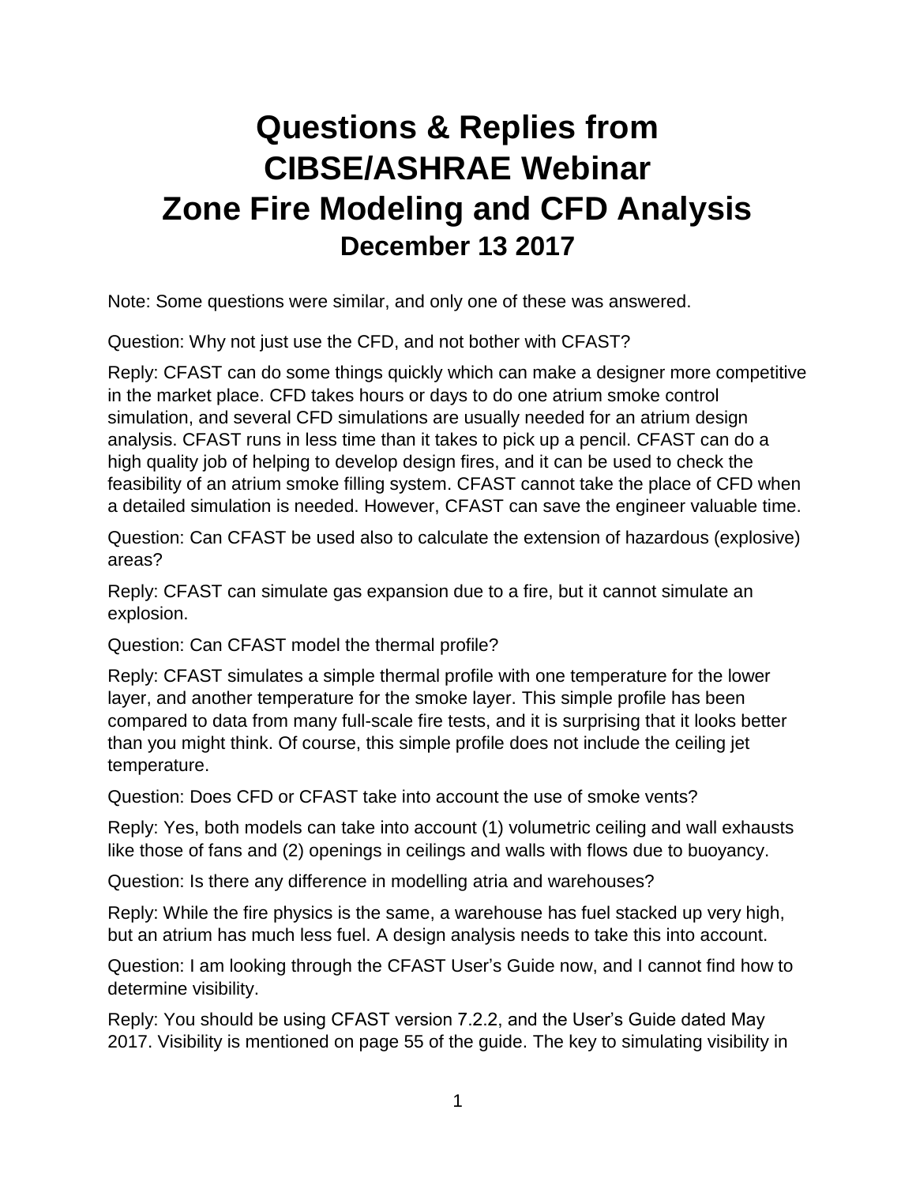# Questions & Replies from CIBSE/ASHRAE Webinar Zone Fire Modeling and CFD Analysis

## December 13 2017

Note: Some questions were similar, and only one of these was answered.

Question: Why not just use the CFD, and not bother with CFAST?

Reply: CFAST can do some things quickly which can make a designer more competitive in the market place. CFD takes hours or days to do one atrium smoke control simulation, and several CFD simulations are usually needed for an atrium design analysis. CFAST runs in less time than it takes to pick up a pencil. CFAST can do a high quality job of helping to develop design fires, and it can be used to check the feasibility of an atrium smoke filling system. CFAST cannot take the place of CFD when a detailed simulation is needed. However, CFAST can save the engineer valuable time.

Question: Can CFAST be used also to calculate the extension of hazardous (explosive) areas?

Reply: CFAST can simulate gas expansion due to a fire, but it cannot simulate an explosion.

Question: Can CFAST model the thermal profile?

Reply: CFAST simulates a simple thermal profile with one temperature for the lower layer, and another temperature for the smoke layer. This simple profile has been compared to data from many full-scale fire tests, and it is surprising that it looks better than you might think. Of course, this simple profile does not include the ceiling jet temperature.

Question: Does CFD or CFAST take into account the use of smoke vents?

Reply: Yes, both models can take into account (1) volumetric ceiling and wall exhausts like those of fans and (2) openings in ceilings and walls with flows due to buoyancy.

Question: Is there any difference in modelling atria and warehouses?

Reply: While the fire physics is the same, a warehouse has fuel stacked up very high, but an atrium has much less fuel. A design analysis needs to take this into account.

Question: I am looking through the CFAST User's Guide now, and I cannot find how to determine visibility.

Reply: You should be using CFAST version 7.2.2, and the User's Guide dated May 2017. Visibility is mentioned on page 55 of the guide. The key to simulating visibility in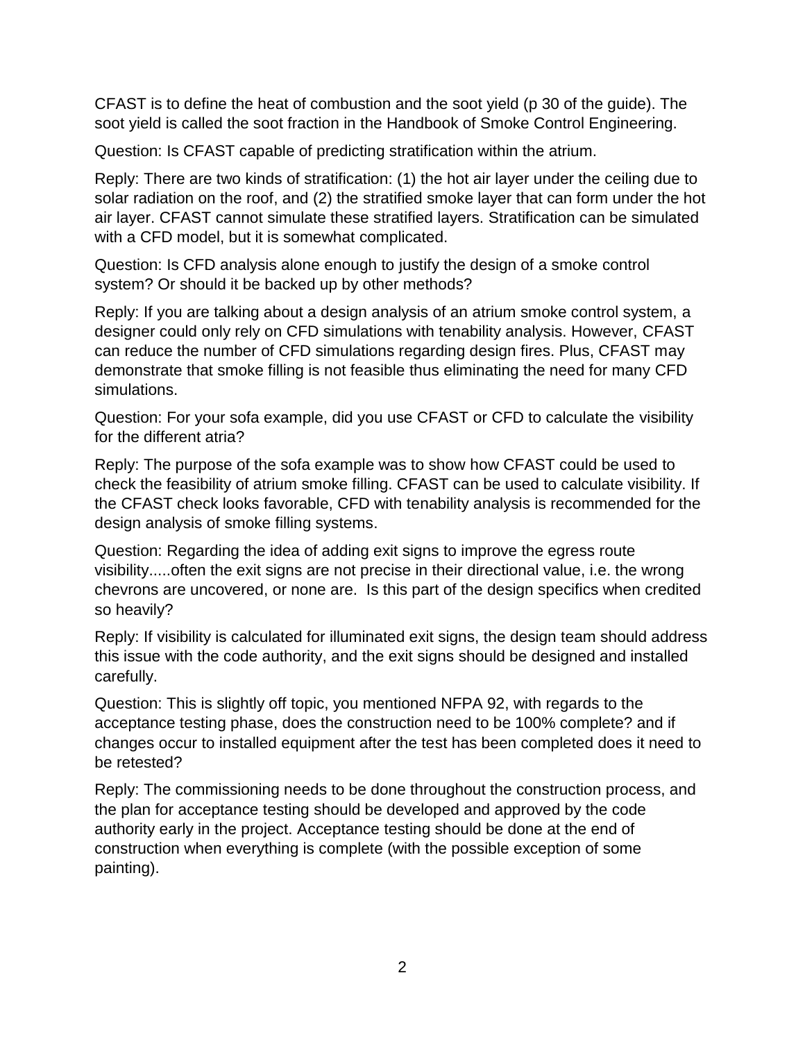CFAST is to define the heat of combustion and the soot yield (p 30 of the guide). The soot yield is called the soot fraction in the Handbook of Smoke Control Engineering.

Question: Is CFAST capable of predicting stratification within the atrium.

Reply: There are two kinds of stratification: (1) the hot air layer under the ceiling due to solar radiation on the roof, and (2) the stratified smoke layer that can form under the hot air layer. CFAST cannot simulate these stratified layers. Stratification can be simulated with a CFD model, but it is somewhat complicated.

Question: Is CFD analysis alone enough to justify the design of a smoke control system? Or should it be backed up by other methods?

Reply: If you are talking about a design analysis of an atrium smoke control system, a designer could only rely on CFD simulations with tenability analysis. However, CFAST can reduce the number of CFD simulations regarding design fires. Plus, CFAST may demonstrate that smoke filling is not feasible thus eliminating the need for many CFD simulations.

Question: For your sofa example, did you use CFAST or CFD to calculate the visibility for the different atria?

Reply: The purpose of the sofa example was to show how CFAST could be used to check the feasibility of atrium smoke filling. CFAST can be used to calculate visibility. If the CFAST check looks favorable, CFD with tenability analysis is recommended for the design analysis of smoke filling systems.

Question: Regarding the idea of adding exit signs to improve the egress route visibility.....often the exit signs are not precise in their directional value, i.e. the wrong chevrons are uncovered, or none are.  Is this part of the design specifics when credited so heavily?

Reply: If visibility is calculated for illuminated exit signs, the design team should address this issue with the code authority, and the exit signs should be designed and installed carefully.

Question: This is slightly off topic, you mentioned NFPA 92, with regards to the acceptance testing phase, does the construction need to be 100% complete? and if changes occur to installed equipment after the test has been completed does it need to be retested?

Reply: The commissioning needs to be done throughout the construction process, and the plan for acceptance testing should be developed and approved by the code authority early in the project. Acceptance testing should be done at the end of construction when everything is complete (with the possible exception of some painting).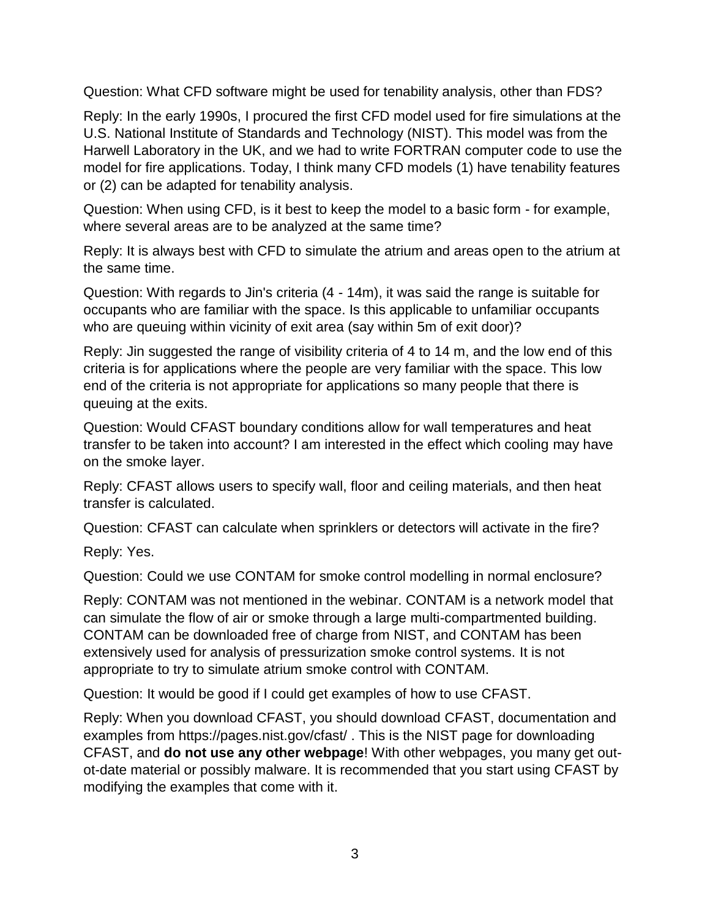Question: What CFD software might be used for tenability analysis, other than FDS?

Reply: In the early 1990s, I procured the first CFD model used for fire simulations at the U.S. National Institute of Standards and Technology (NIST). This model was from the Harwell Laboratory in the UK, and we had to write FORTRAN computer code to use the model for fire applications. Today, I think many CFD models (1) have tenability features or (2) can be adapted for tenability analysis.

Question: When using CFD, is it best to keep the model to a basic form - for example, where several areas are to be analyzed at the same time?

Reply: It is always best with CFD to simulate the atrium and areas open to the atrium at the same time.

Question: With regards to Jin's criteria (4 - 14m), it was said the range is suitable for occupants who are familiar with the space. Is this applicable to unfamiliar occupants who are queuing within vicinity of exit area (say within 5m of exit door)?

Reply: Jin suggested the range of visibility criteria of 4 to 14 m, and the low end of this criteria is for applications where the people are very familiar with the space. This low end of the criteria is not appropriate for applications so many people that there is queuing at the exits.

Question: Would CFAST boundary conditions allow for wall temperatures and heat transfer to be taken into account? I am interested in the effect which cooling may have on the smoke layer.

Reply: CFAST allows users to specify wall, floor and ceiling materials, and then heat transfer is calculated.

Question: CFAST can calculate when sprinklers or detectors will activate in the fire?

Reply: Yes.

Question: Could we use CONTAM for smoke control modelling in normal enclosure?

Reply: CONTAM was not mentioned in the webinar. CONTAM is a network model that can simulate the flow of air or smoke through a large multi-compartmented building. CONTAM can be downloaded free of charge from NIST, and CONTAM has been extensively used for analysis of pressurization smoke control systems. It is not appropriate to try to simulate atrium smoke control with CONTAM.

Question: It would be good if I could get examples of how to use CFAST.

Reply: When you download CFAST, you should download CFAST, documentation and examples from https://pages.nist.gov/cfast/ . This is the NIST page for downloading CFAST, and **do not use any other webpage**! With other webpages, you many get out-ot-date material or possibly malware. It is recommended that you start using CFAST by modifying the examples that come with it.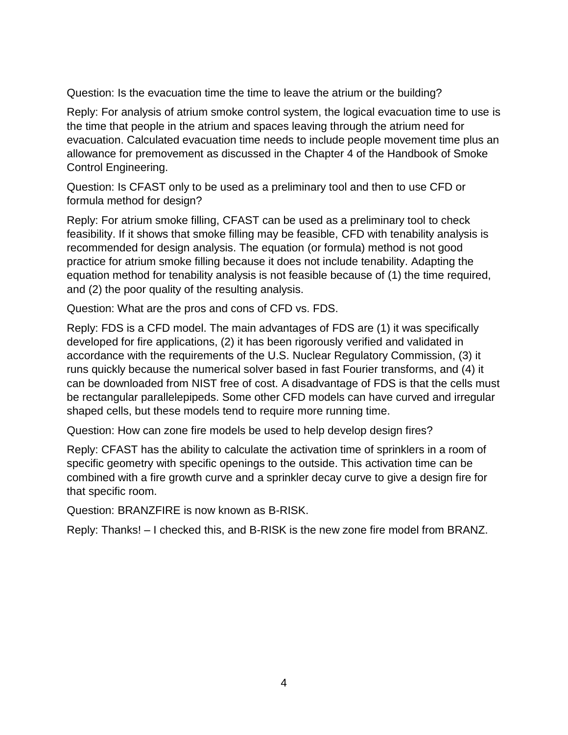Question: Is the evacuation time the time to leave the atrium or the building?

Reply: For analysis of atrium smoke control system, the logical evacuation time to use is the time that people in the atrium and spaces leaving through the atrium need for evacuation. Calculated evacuation time needs to include people movement time plus an allowance for premovement as discussed in the Chapter 4 of the Handbook of Smoke Control Engineering.

Question: Is CFAST only to be used as a preliminary tool and then to use CFD or formula method for design?

Reply: For atrium smoke filling, CFAST can be used as a preliminary tool to check feasibility. If it shows that smoke filling may be feasible, CFD with tenability analysis is recommended for design analysis. The equation (or formula) method is not good practice for atrium smoke filling because it does not include tenability. Adapting the equation method for tenability analysis is not feasible because of (1) the time required, and (2) the poor quality of the resulting analysis.

Question: What are the pros and cons of CFD vs. FDS.

Reply: FDS is a CFD model. The main advantages of FDS are (1) it was specifically developed for fire applications, (2) it has been rigorously verified and validated in accordance with the requirements of the U.S. Nuclear Regulatory Commission, (3) it runs quickly because the numerical solver based in fast Fourier transforms, and (4) it can be downloaded from NIST free of cost. A disadvantage of FDS is that the cells must be rectangular parallelepipeds. Some other CFD models can have curved and irregular shaped cells, but these models tend to require more running time.

Question: How can zone fire models be used to help develop design fires?

Reply: CFAST has the ability to calculate the activation time of sprinklers in a room of specific geometry with specific openings to the outside. This activation time can be combined with a fire growth curve and a sprinkler decay curve to give a design fire for that specific room.

Question: BRANZFIRE is now known as B-RISK.

Reply: Thanks! – I checked this, and B-RISK is the new zone fire model from BRANZ.